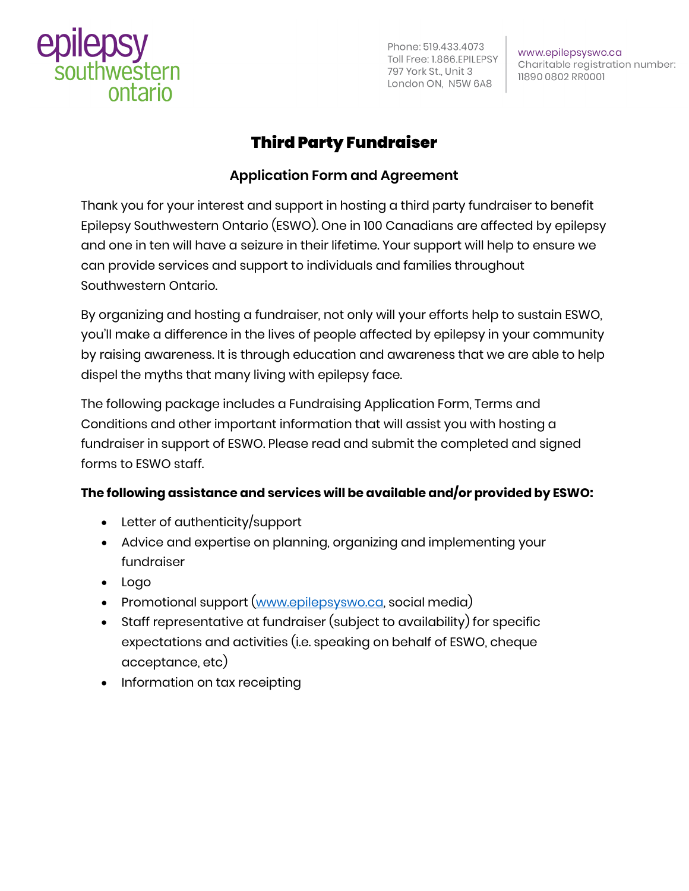epilepsy southwestern ontario

Phone: 519.433.4073
Toll Free: 1.866.EPILEPSY
797 York St., Unit 3
London ON, N5W 6A8

www.epilepsyswo.ca
Charitable registration number: 11890 0802 RR0001

# Third Party Fundraiser

## Application Form and Agreement

Thank you for your interest and support in hosting a third party fundraiser to benefit Epilepsy Southwestern Ontario (ESWO). One in 100 Canadians are affected by epilepsy and one in ten will have a seizure in their lifetime. Your support will help to ensure we can provide services and support to individuals and families throughout Southwestern Ontario.

By organizing and hosting a fundraiser, not only will your efforts help to sustain ESWO, you'll make a difference in the lives of people affected by epilepsy in your community by raising awareness. It is through education and awareness that we are able to help dispel the myths that many living with epilepsy face.

The following package includes a Fundraising Application Form, Terms and Conditions and other important information that will assist you with hosting a fundraiser in support of ESWO. Please read and submit the completed and signed forms to ESWO staff.

**The following assistance and services will be available and/or provided by ESWO:**

- Letter of authenticity/support
- Advice and expertise on planning, organizing and implementing your fundraiser
- Logo
- Promotional support (www.epilepsyswo.ca, social media)
- Staff representative at fundraiser (subject to availability) for specific expectations and activities (i.e. speaking on behalf of ESWO, cheque acceptance, etc)
- Information on tax receipting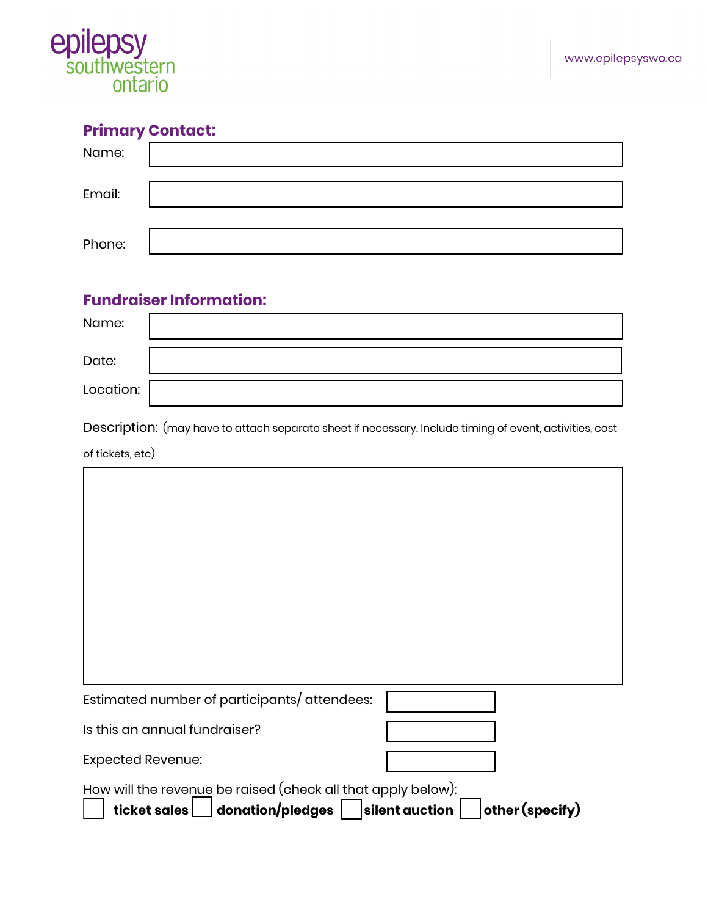## Primary Contact:

Name:

Email:

Phone:

## Fundraiser Information:

Name:

Date:

Location:

Description: (may have to attach separate sheet if necessary. Include timing of event, activities, cost of tickets, etc)

Estimated number of participants/ attendees:

Is this an annual fundraiser?

Expected Revenue:

How will the revenue be raised (check all that apply below):

☐ **ticket sales** ☐ **donation/pledges** ☐ **silent auction** ☐ **other (specify)**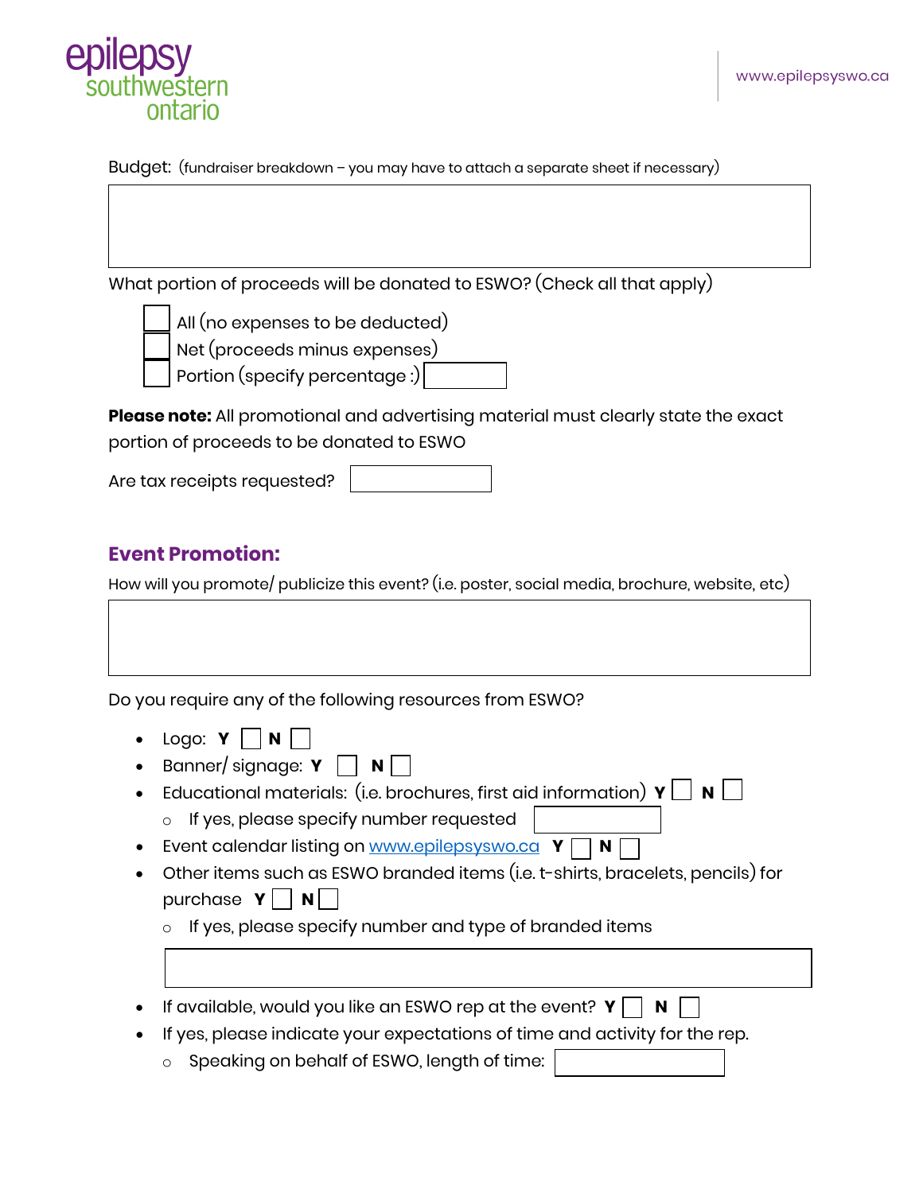Budget: (fundraiser breakdown – you may have to attach a separate sheet if necessary)

What portion of proceeds will be donated to ESWO? (Check all that apply)

- ☐ All (no expenses to be deducted)
- ☐ Net (proceeds minus expenses)
- ☐ Portion (specify percentage :) ______

**Please note:** All promotional and advertising material must clearly state the exact portion of proceeds to be donated to ESWO

Are tax receipts requested? ______

## Event Promotion:

How will you promote/ publicize this event? (i.e. poster, social media, brochure, website, etc)

Do you require any of the following resources from ESWO?

- Logo: **Y** ☐ **N** ☐
- Banner/ signage: **Y** ☐ **N** ☐
- Educational materials: (i.e. brochures, first aid information) **Y** ☐ **N** ☐
  - If yes, please specify number requested ______
- Event calendar listing on www.epilepsyswo.ca **Y** ☐ **N** ☐
- Other items such as ESWO branded items (i.e. t-shirts, bracelets, pencils) for purchase **Y** ☐ **N** ☐
  - If yes, please specify number and type of branded items
- If available, would you like an ESWO rep at the event? **Y** ☐ **N** ☐
- If yes, please indicate your expectations of time and activity for the rep.
  - Speaking on behalf of ESWO, length of time: ______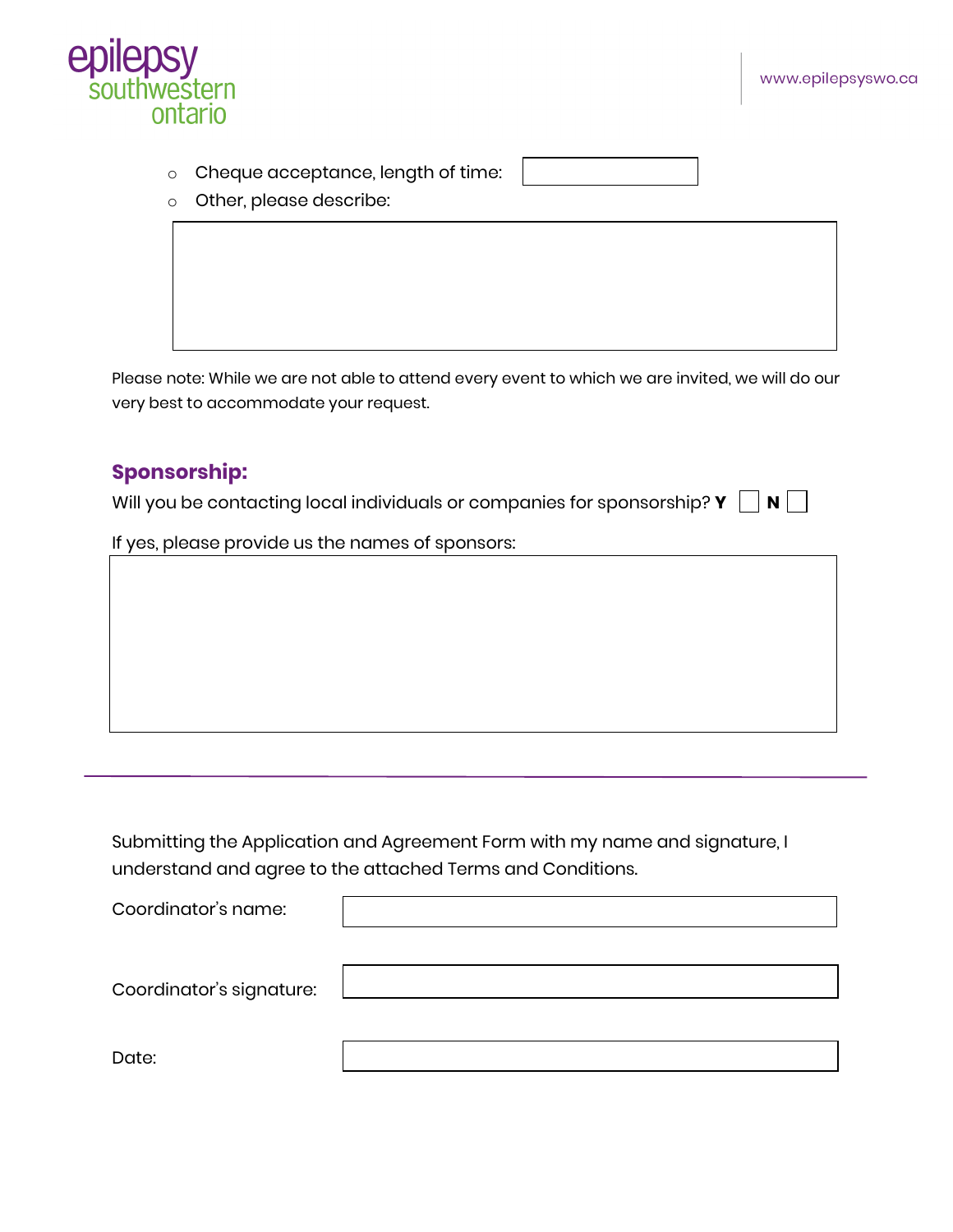- Cheque acceptance, length of time:
- Other, please describe:

Please note: While we are not able to attend every event to which we are invited, we will do our very best to accommodate your request.

## Sponsorship:

Will you be contacting local individuals or companies for sponsorship? **Y** ☐ **N** ☐

If yes, please provide us the names of sponsors:

---

Submitting the Application and Agreement Form with my name and signature, I understand and agree to the attached Terms and Conditions.

Coordinator's name:

Coordinator's signature:

Date: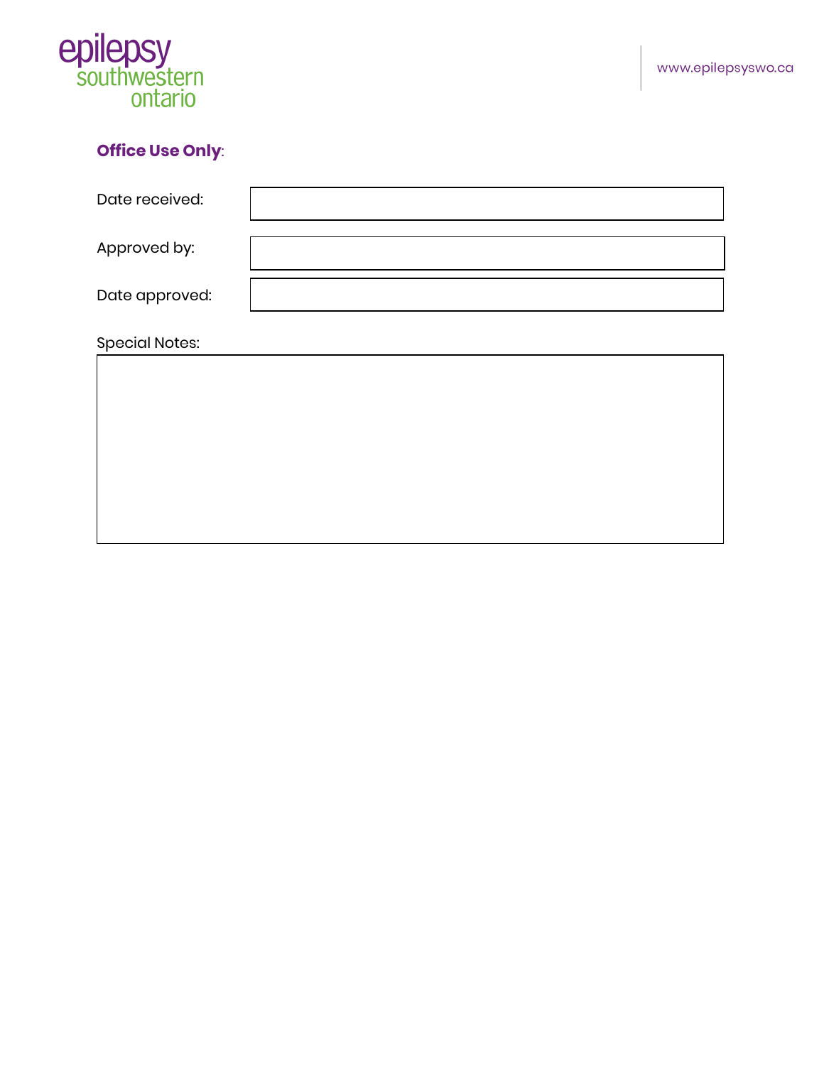**Office Use Only**:

| | |
|---|---|
| Date received: | |
| Approved by: | |
| Date approved: | |

Special Notes:

| |
|---|
| |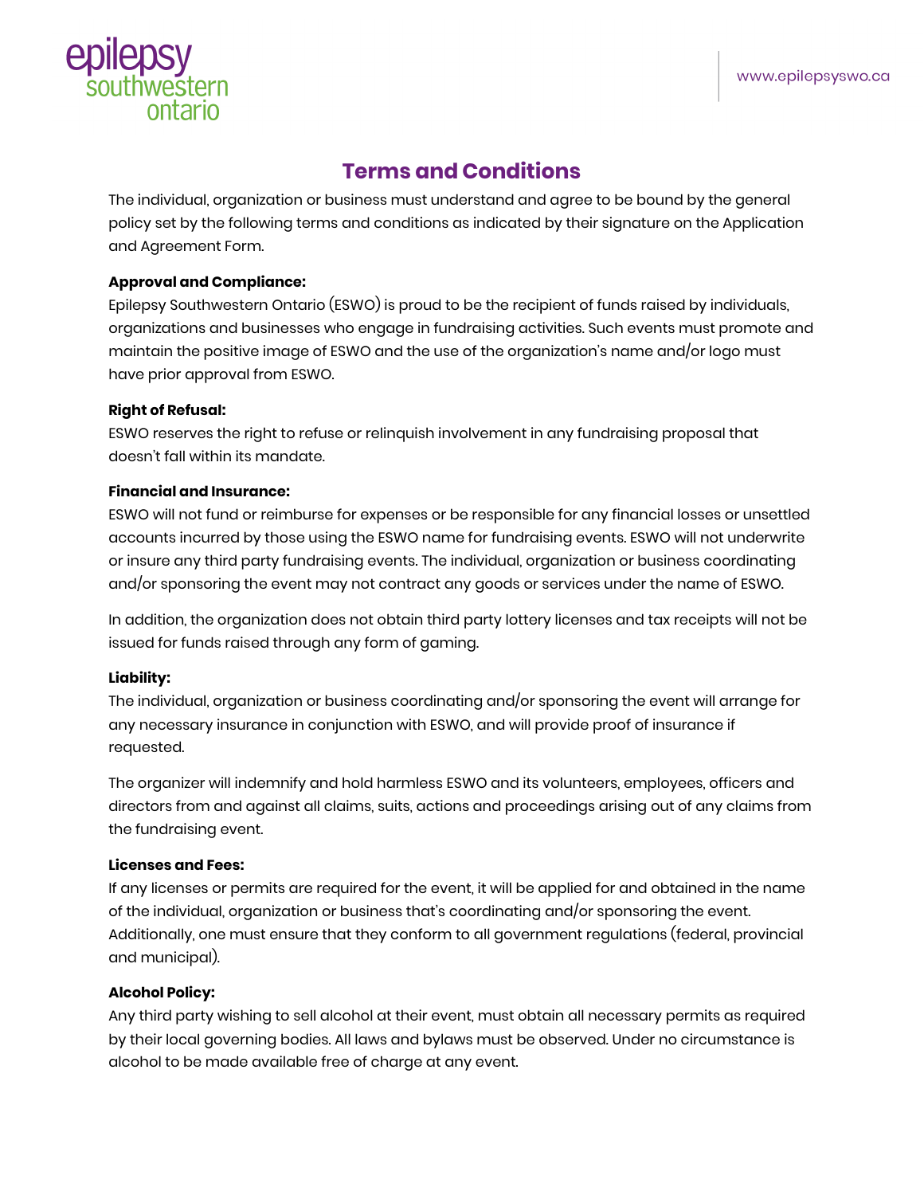# Terms and Conditions

The individual, organization or business must understand and agree to be bound by the general policy set by the following terms and conditions as indicated by their signature on the Application and Agreement Form.

**Approval and Compliance:**

Epilepsy Southwestern Ontario (ESWO) is proud to be the recipient of funds raised by individuals, organizations and businesses who engage in fundraising activities. Such events must promote and maintain the positive image of ESWO and the use of the organization's name and/or logo must have prior approval from ESWO.

**Right of Refusal:**

ESWO reserves the right to refuse or relinquish involvement in any fundraising proposal that doesn't fall within its mandate.

**Financial and Insurance:**

ESWO will not fund or reimburse for expenses or be responsible for any financial losses or unsettled accounts incurred by those using the ESWO name for fundraising events. ESWO will not underwrite or insure any third party fundraising events. The individual, organization or business coordinating and/or sponsoring the event may not contract any goods or services under the name of ESWO.

In addition, the organization does not obtain third party lottery licenses and tax receipts will not be issued for funds raised through any form of gaming.

**Liability:**

The individual, organization or business coordinating and/or sponsoring the event will arrange for any necessary insurance in conjunction with ESWO, and will provide proof of insurance if requested.

The organizer will indemnify and hold harmless ESWO and its volunteers, employees, officers and directors from and against all claims, suits, actions and proceedings arising out of any claims from the fundraising event.

**Licenses and Fees:**

If any licenses or permits are required for the event, it will be applied for and obtained in the name of the individual, organization or business that's coordinating and/or sponsoring the event. Additionally, one must ensure that they conform to all government regulations (federal, provincial and municipal).

**Alcohol Policy:**

Any third party wishing to sell alcohol at their event, must obtain all necessary permits as required by their local governing bodies. All laws and bylaws must be observed. Under no circumstance is alcohol to be made available free of charge at any event.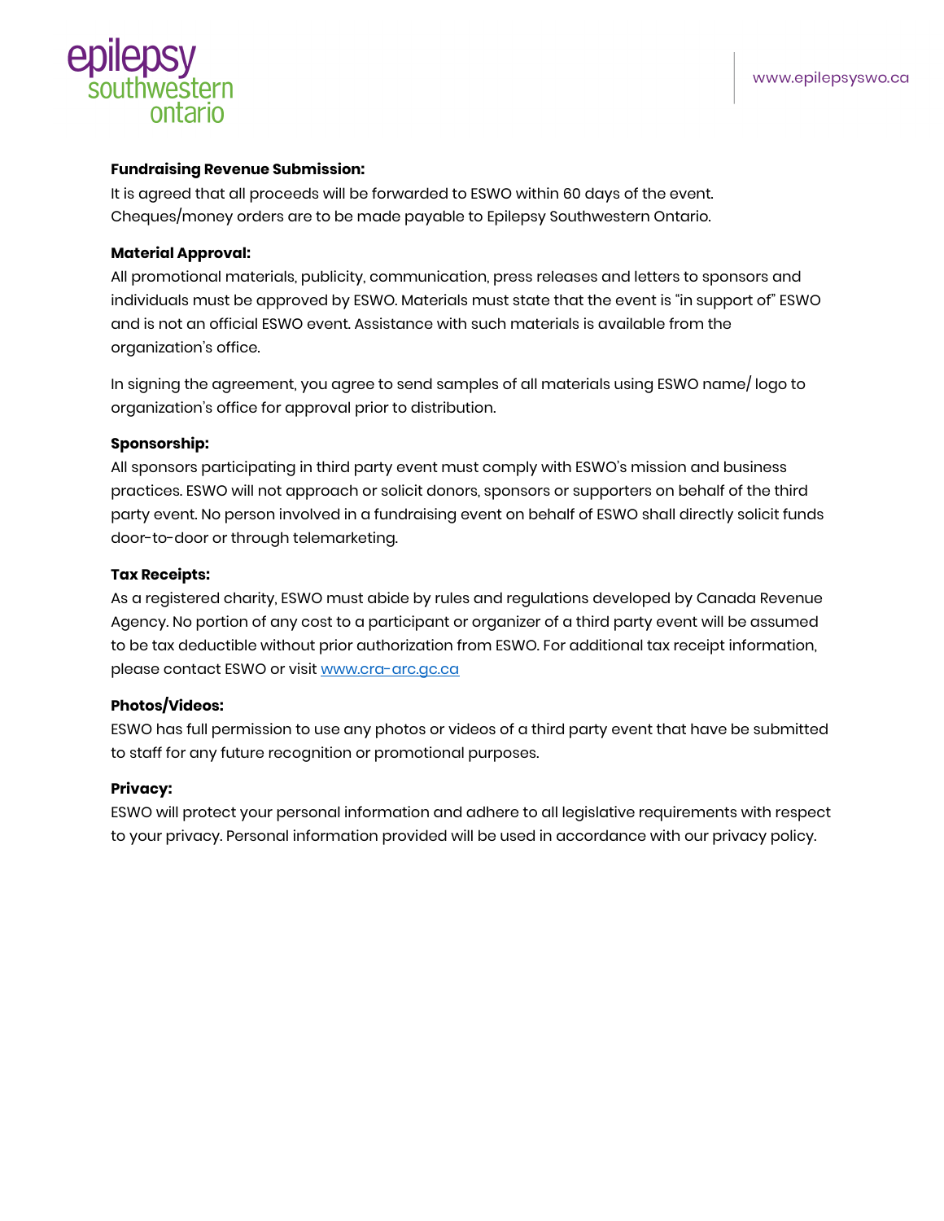**Fundraising Revenue Submission:**

It is agreed that all proceeds will be forwarded to ESWO within 60 days of the event. Cheques/money orders are to be made payable to Epilepsy Southwestern Ontario.

**Material Approval:**

All promotional materials, publicity, communication, press releases and letters to sponsors and individuals must be approved by ESWO. Materials must state that the event is "in support of" ESWO and is not an official ESWO event. Assistance with such materials is available from the organization's office.

In signing the agreement, you agree to send samples of all materials using ESWO name/ logo to organization's office for approval prior to distribution.

**Sponsorship:**

All sponsors participating in third party event must comply with ESWO's mission and business practices. ESWO will not approach or solicit donors, sponsors or supporters on behalf of the third party event. No person involved in a fundraising event on behalf of ESWO shall directly solicit funds door-to-door or through telemarketing.

**Tax Receipts:**

As a registered charity, ESWO must abide by rules and regulations developed by Canada Revenue Agency. No portion of any cost to a participant or organizer of a third party event will be assumed to be tax deductible without prior authorization from ESWO. For additional tax receipt information, please contact ESWO or visit www.cra-arc.gc.ca

**Photos/Videos:**

ESWO has full permission to use any photos or videos of a third party event that have be submitted to staff for any future recognition or promotional purposes.

**Privacy:**

ESWO will protect your personal information and adhere to all legislative requirements with respect to your privacy. Personal information provided will be used in accordance with our privacy policy.